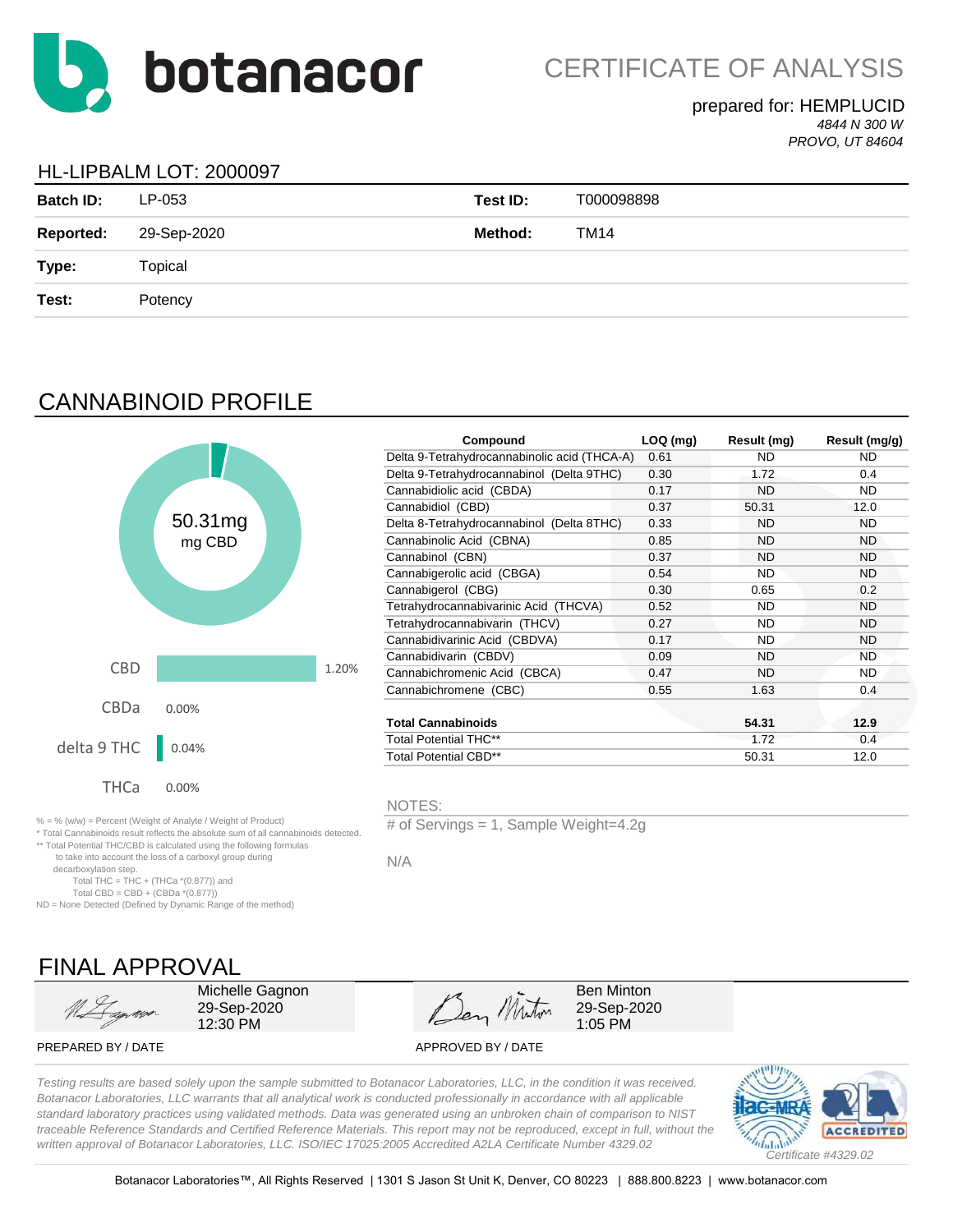# botanacor

## CERTIFICATE OF ANALYSIS

prepared for: HEMPLUCID
*4844 N 300 W*
*PROVO, UT 84604*

### HL-LIPBALM LOT: 2000097

| | | | |
|---|---|---|---|
| **Batch ID:** | LP-053 | **Test ID:** | T000098898 |
| **Reported:** | 29-Sep-2020 | **Method:** | TM14 |
| **Type:** | Topical | | |
| **Test:** | Potency | | |

## CANNABINOID PROFILE

50.31mg
mg CBD

| | |
|---|---|
| CBD | 1.20% |
| CBDa | 0.00% |
| delta 9 THC | 0.04% |
| THCa | 0.00% |

| Compound | LOQ (mg) | Result (mg) | Result (mg/g) |
|---|---|---|---|
| Delta 9-Tetrahydrocannabinolic acid (THCA-A) | 0.61 | ND | ND |
| Delta 9-Tetrahydrocannabinol (Delta 9THC) | 0.30 | 1.72 | 0.4 |
| Cannabidiolic acid (CBDA) | 0.17 | ND | ND |
| Cannabidiol (CBD) | 0.37 | 50.31 | 12.0 |
| Delta 8-Tetrahydrocannabinol (Delta 8THC) | 0.33 | ND | ND |
| Cannabinolic Acid (CBNA) | 0.85 | ND | ND |
| Cannabinol (CBN) | 0.37 | ND | ND |
| Cannabigerolic acid (CBGA) | 0.54 | ND | ND |
| Cannabigerol (CBG) | 0.30 | 0.65 | 0.2 |
| Tetrahydrocannabivarinic Acid (THCVA) | 0.52 | ND | ND |
| Tetrahydrocannabivarin (THCV) | 0.27 | ND | ND |
| Cannabidivarinic Acid (CBDVA) | 0.17 | ND | ND |
| Cannabidivarin (CBDV) | 0.09 | ND | ND |
| Cannabichromenic Acid (CBCA) | 0.47 | ND | ND |
| Cannabichromene (CBC) | 0.55 | 1.63 | 0.4 |
| **Total Cannabinoids** | | **54.31** | **12.9** |
| Total Potential THC** | | 1.72 | 0.4 |
| Total Potential CBD** | | 50.31 | 12.0 |

% = % (w/w) = Percent (Weight of Analyte / Weight of Product)
* Total Cannabinoids result reflects the absolute sum of all cannabinoids detected.
** Total Potential THC/CBD is calculated using the following formulas to take into account the loss of a carboxyl group during decarboxylation step.
Total THC = THC + (THCa *(0.877)) and
Total CBD = CBD + (CBDa *(0.877))
ND = None Detected (Defined by Dynamic Range of the method)

NOTES:

# of Servings = 1, Sample Weight=4.2g

N/A

## FINAL APPROVAL

| | |
|---|---|
| Michelle Gagnon<br>29-Sep-2020<br>12:30 PM | Ben Minton<br>29-Sep-2020<br>1:05 PM |
| PREPARED BY / DATE | APPROVED BY / DATE |

*Testing results are based solely upon the sample submitted to Botanacor Laboratories, LLC, in the condition it was received. Botanacor Laboratories, LLC warrants that all analytical work is conducted professionally in accordance with all applicable standard laboratory practices using validated methods. Data was generated using an unbroken chain of comparison to NIST traceable Reference Standards and Certified Reference Materials. This report may not be reproduced, except in full, without the written approval of Botanacor Laboratories, LLC. ISO/IEC 17025:2005 Accredited A2LA Certificate Number 4329.02*

*Certificate #4329.02*

Botanacor Laboratories™, All Rights Reserved | 1301 S Jason St Unit K, Denver, CO 80223 | 888.800.8223 | www.botanacor.com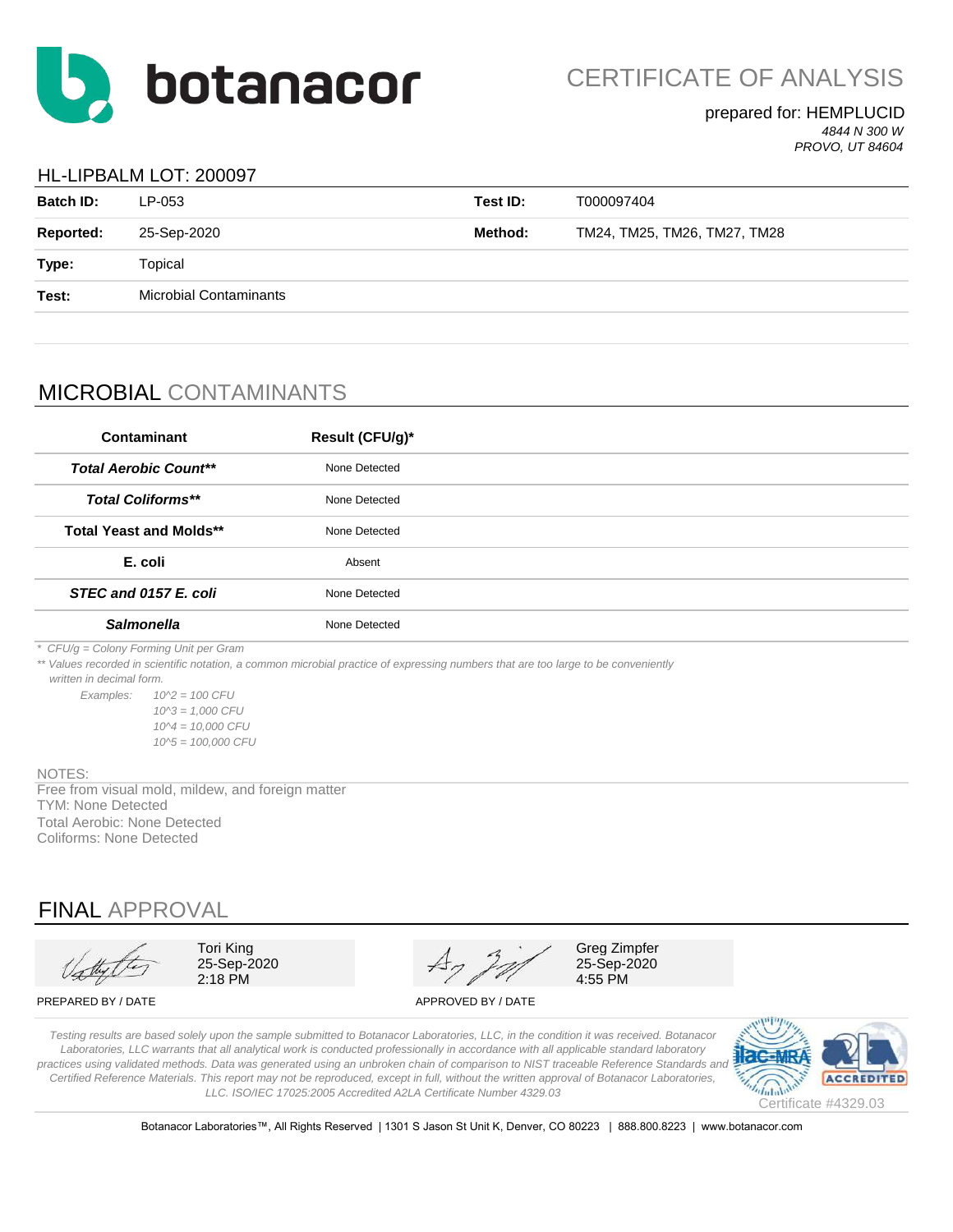# botanacor

## CERTIFICATE OF ANALYSIS

prepared for: HEMPLUCID
*4844 N 300 W*
*PROVO, UT 84604*

### HL-LIPBALM LOT: 200097

| | | | |
|---|---|---|---|
| **Batch ID:** | LP-053 | **Test ID:** | T000097404 |
| **Reported:** | 25-Sep-2020 | **Method:** | TM24, TM25, TM26, TM27, TM28 |
| **Type:** | Topical | | |
| **Test:** | Microbial Contaminants | | |

## MICROBIAL CONTAMINANTS

| Contaminant | Result (CFU/g)* |
|---|---|
| ***Total Aerobic Count**** | None Detected |
| ***Total Coliforms**** | None Detected |
| **Total Yeast and Molds**** | None Detected |
| **E. coli** | Absent |
| ***STEC and 0157 E. coli*** | None Detected |
| ***Salmonella*** | None Detected |

*\* CFU/g = Colony Forming Unit per Gram*

*\*\* Values recorded in scientific notation, a common microbial practice of expressing numbers that are too large to be conveniently written in decimal form.*

*Examples:*
*10^2 = 100 CFU*
*10^3 = 1,000 CFU*
*10^4 = 10,000 CFU*
*10^5 = 100,000 CFU*

NOTES:
Free from visual mold, mildew, and foreign matter
TYM: None Detected
Total Aerobic: None Detected
Coliforms: None Detected

## FINAL APPROVAL

| PREPARED BY / DATE | APPROVED BY / DATE |
|---|---|
| Tori King<br>25-Sep-2020<br>2:18 PM | Greg Zimpfer<br>25-Sep-2020<br>4:55 PM |

*Testing results are based solely upon the sample submitted to Botanacor Laboratories, LLC, in the condition it was received. Botanacor Laboratories, LLC warrants that all analytical work is conducted professionally in accordance with all applicable standard laboratory practices using validated methods. Data was generated using an unbroken chain of comparison to NIST traceable Reference Standards and Certified Reference Materials. This report may not be reproduced, except in full, without the written approval of Botanacor Laboratories, LLC. ISO/IEC 17025:2005 Accredited A2LA Certificate Number 4329.03*

Certificate #4329.03

Botanacor Laboratories™, All Rights Reserved | 1301 S Jason St Unit K, Denver, CO 80223 | 888.800.8223 | www.botanacor.com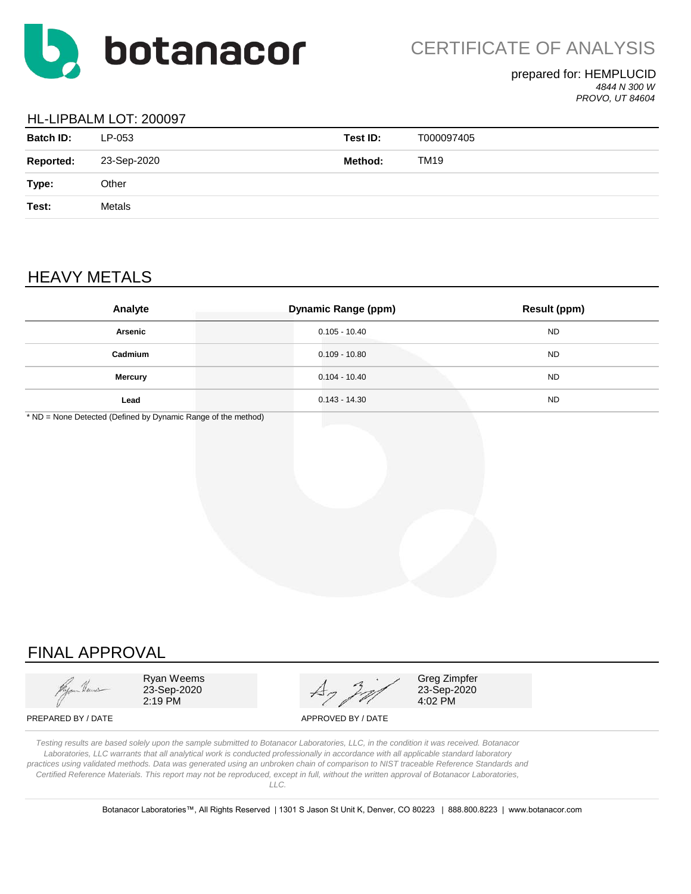botanacor

# CERTIFICATE OF ANALYSIS

prepared for: HEMPLUCID
*4844 N 300 W*
*PROVO, UT 84604*

## HL-LIPBALM LOT: 200097

| | | | |
|---|---|---|---|
| **Batch ID:** | LP-053 | **Test ID:** | T000097405 |
| **Reported:** | 23-Sep-2020 | **Method:** | TM19 |
| **Type:** | Other | | |
| **Test:** | Metals | | |

## HEAVY METALS

| Analyte | Dynamic Range (ppm) | Result (ppm) |
|---|---|---|
| **Arsenic** | 0.105 - 10.40 | ND |
| **Cadmium** | 0.109 - 10.80 | ND |
| **Mercury** | 0.104 - 10.40 | ND |
| **Lead** | 0.143 - 14.30 | ND |

* ND = None Detected (Defined by Dynamic Range of the method)

## FINAL APPROVAL

Ryan Weems
23-Sep-2020
2:19 PM

PREPARED BY / DATE

Greg Zimpfer
23-Sep-2020
4:02 PM

APPROVED BY / DATE

*Testing results are based solely upon the sample submitted to Botanacor Laboratories, LLC, in the condition it was received. Botanacor Laboratories, LLC warrants that all analytical work is conducted professionally in accordance with all applicable standard laboratory practices using validated methods. Data was generated using an unbroken chain of comparison to NIST traceable Reference Standards and Certified Reference Materials. This report may not be reproduced, except in full, without the written approval of Botanacor Laboratories, LLC.*

Botanacor Laboratories™, All Rights Reserved | 1301 S Jason St Unit K, Denver, CO 80223 | 888.800.8223 | www.botanacor.com